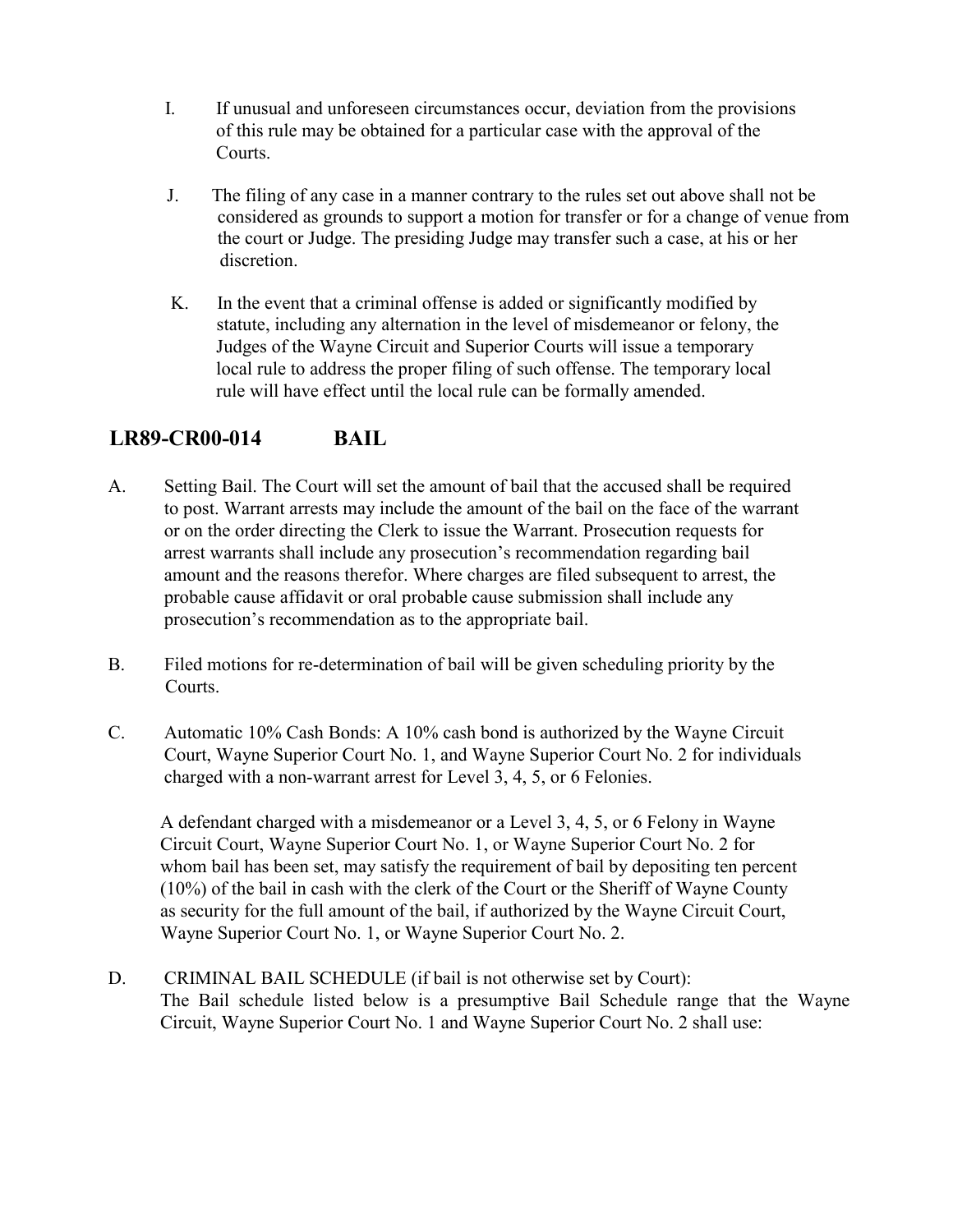I. If unusual and unforeseen circumstances occur, deviation from the provisions of this rule may be obtained for a particular case with the approval of the Courts.

J. The filing of any case in a manner contrary to the rules set out above shall not be considered as grounds to support a motion for transfer or for a change of venue from the court or Judge. The presiding Judge may transfer such a case, at his or her discretion.

K. In the event that a criminal offense is added or significantly modified by statute, including any alternation in the level of misdemeanor or felony, the Judges of the Wayne Circuit and Superior Courts will issue a temporary local rule to address the proper filing of such offense. The temporary local rule will have effect until the local rule can be formally amended.

## LR89-CR00-014 BAIL

A. Setting Bail. The Court will set the amount of bail that the accused shall be required to post. Warrant arrests may include the amount of the bail on the face of the warrant or on the order directing the Clerk to issue the Warrant. Prosecution requests for arrest warrants shall include any prosecution's recommendation regarding bail amount and the reasons therefor. Where charges are filed subsequent to arrest, the probable cause affidavit or oral probable cause submission shall include any prosecution's recommendation as to the appropriate bail.

B. Filed motions for re-determination of bail will be given scheduling priority by the Courts.

C. Automatic 10% Cash Bonds: A 10% cash bond is authorized by the Wayne Circuit Court, Wayne Superior Court No. 1, and Wayne Superior Court No. 2 for individuals charged with a non-warrant arrest for Level 3, 4, 5, or 6 Felonies.

A defendant charged with a misdemeanor or a Level 3, 4, 5, or 6 Felony in Wayne Circuit Court, Wayne Superior Court No. 1, or Wayne Superior Court No. 2 for whom bail has been set, may satisfy the requirement of bail by depositing ten percent (10%) of the bail in cash with the clerk of the Court or the Sheriff of Wayne County as security for the full amount of the bail, if authorized by the Wayne Circuit Court, Wayne Superior Court No. 1, or Wayne Superior Court No. 2.

D. CRIMINAL BAIL SCHEDULE (if bail is not otherwise set by Court): The Bail schedule listed below is a presumptive Bail Schedule range that the Wayne Circuit, Wayne Superior Court No. 1 and Wayne Superior Court No. 2 shall use: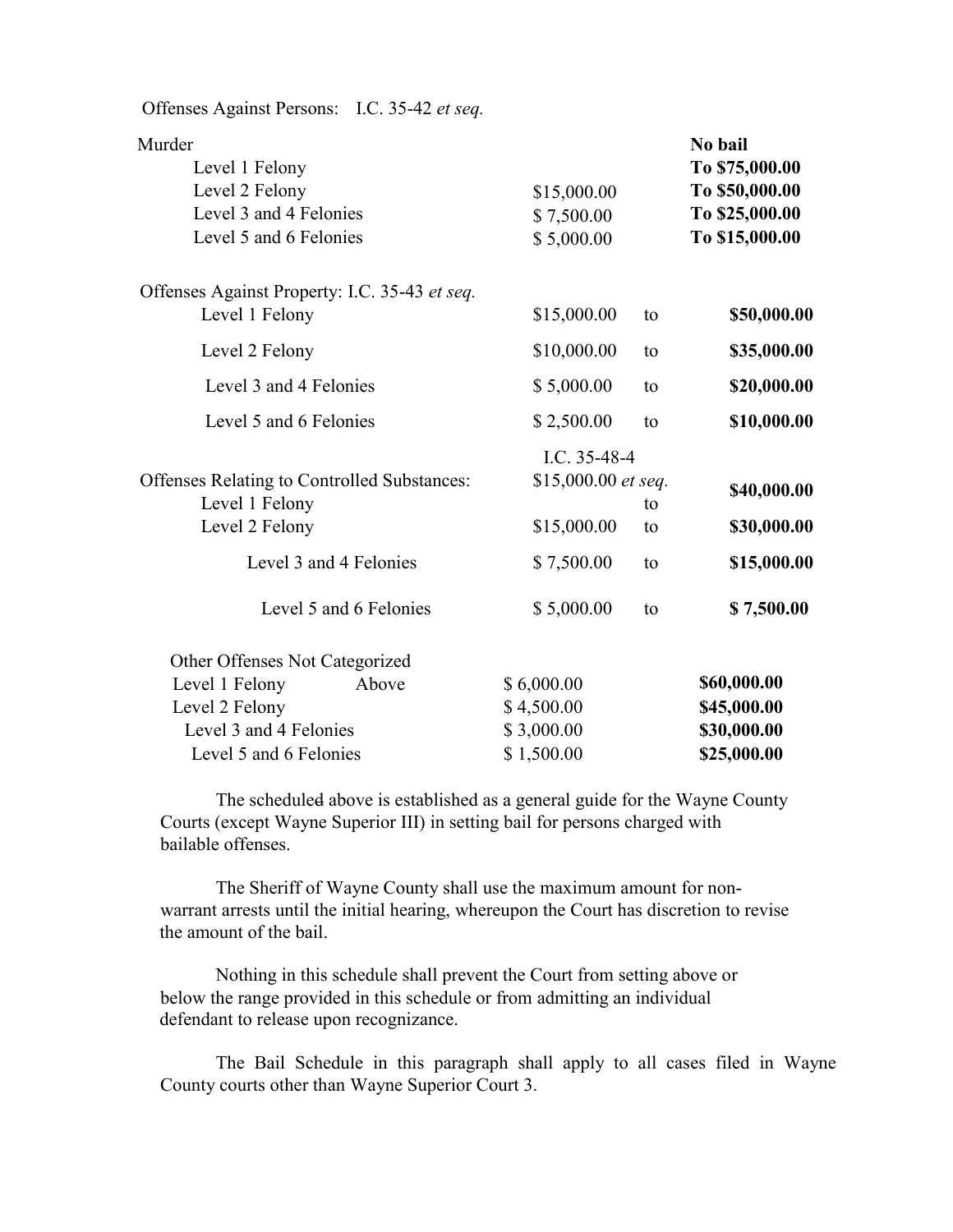Offenses Against Persons: I.C. 35-42 *et seq.*

| | | | |
|---|---|---|---|
| Murder | | | **No bail** |
| Level 1 Felony | | | **To $75,000.00** |
| Level 2 Felony | $15,000.00 | | **To $50,000.00** |
| Level 3 and 4 Felonies | $ 7,500.00 | | **To $25,000.00** |
| Level 5 and 6 Felonies | $ 5,000.00 | | **To $15,000.00** |

| | | | |
|---|---|---|---|
| Offenses Against Property: I.C. 35-43 *et seq.* | | | |
| Level 1 Felony | $15,000.00 | to | **$50,000.00** |
| Level 2 Felony | $10,000.00 | to | **$35,000.00** |
| Level 3 and 4 Felonies | $ 5,000.00 | to | **$20,000.00** |
| Level 5 and 6 Felonies | $ 2,500.00 | to | **$10,000.00** |

| | | | |
|---|---|---|---|
| | I.C. 35-48-4 | | |
| Offenses Relating to Controlled Substances: | $15,000.00 *et seq.* | | |
| Level 1 Felony | | to | **$40,000.00** |
| Level 2 Felony | $15,000.00 | to | **$30,000.00** |
| Level 3 and 4 Felonies | $ 7,500.00 | to | **$15,000.00** |
| Level 5 and 6 Felonies | $ 5,000.00 | to | **$ 7,500.00** |

| | | | |
|---|---|---|---|
| Other Offenses Not Categorized | | | |
| Level 1 Felony | Above | $ 6,000.00 | **$60,000.00** |
| Level 2 Felony | | $ 4,500.00 | **$45,000.00** |
| Level 3 and 4 Felonies | | $ 3,000.00 | **$30,000.00** |
| Level 5 and 6 Felonies | | $ 1,500.00 | **$25,000.00** |

The scheduled above is established as a general guide for the Wayne County Courts (except Wayne Superior III) in setting bail for persons charged with bailable offenses.

The Sheriff of Wayne County shall use the maximum amount for non-warrant arrests until the initial hearing, whereupon the Court has discretion to revise the amount of the bail.

Nothing in this schedule shall prevent the Court from setting above or below the range provided in this schedule or from admitting an individual defendant to release upon recognizance.

The Bail Schedule in this paragraph shall apply to all cases filed in Wayne County courts other than Wayne Superior Court 3.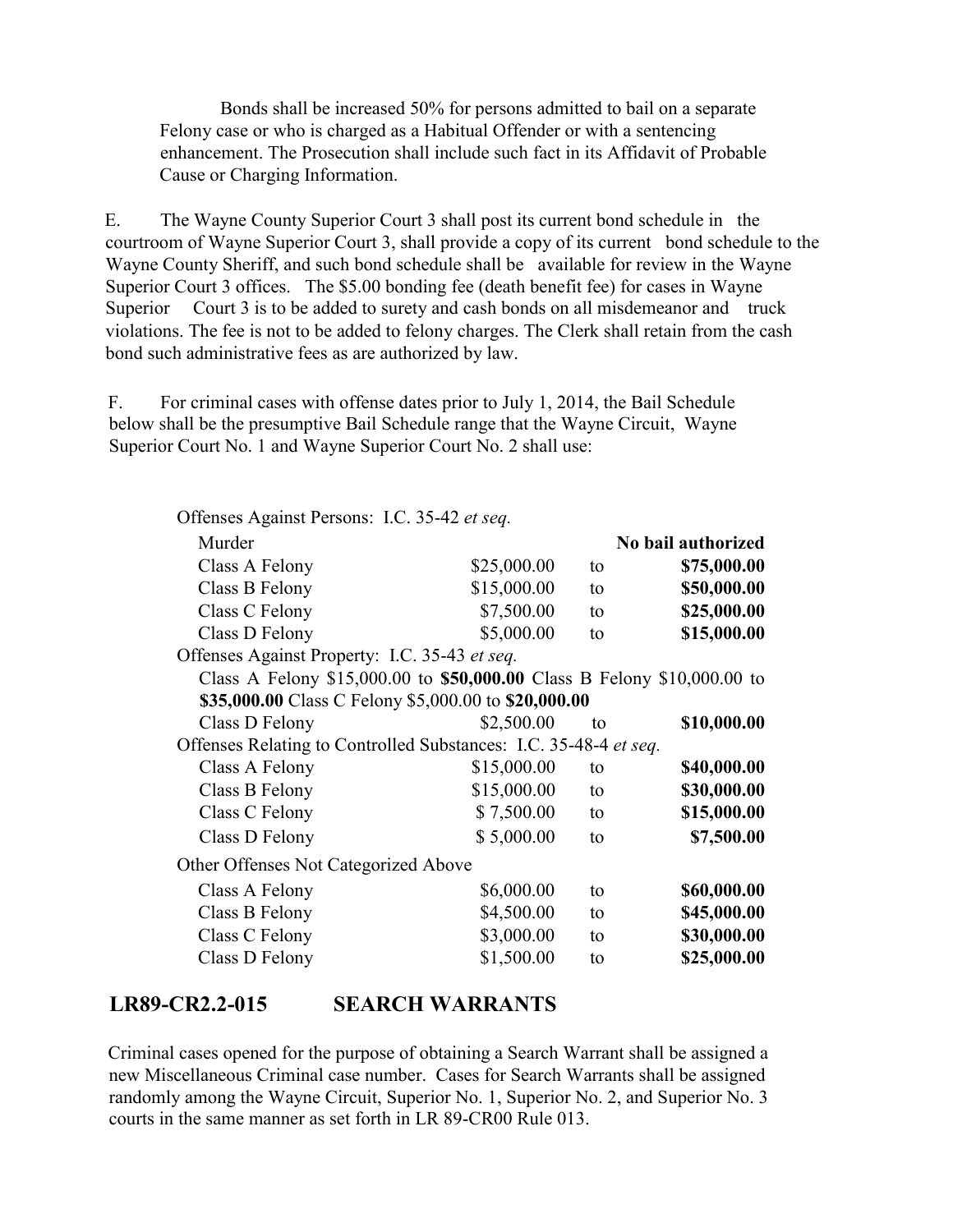Bonds shall be increased 50% for persons admitted to bail on a separate Felony case or who is charged as a Habitual Offender or with a sentencing enhancement. The Prosecution shall include such fact in its Affidavit of Probable Cause or Charging Information.

E. The Wayne County Superior Court 3 shall post its current bond schedule in the courtroom of Wayne Superior Court 3, shall provide a copy of its current bond schedule to the Wayne County Sheriff, and such bond schedule shall be available for review in the Wayne Superior Court 3 offices. The $5.00 bonding fee (death benefit fee) for cases in Wayne Superior Court 3 is to be added to surety and cash bonds on all misdemeanor and truck violations. The fee is not to be added to felony charges. The Clerk shall retain from the cash bond such administrative fees as are authorized by law.

F. For criminal cases with offense dates prior to July 1, 2014, the Bail Schedule below shall be the presumptive Bail Schedule range that the Wayne Circuit, Wayne Superior Court No. 1 and Wayne Superior Court No. 2 shall use:

| | | | |
|---|---|---|---|
| Offenses Against Persons: I.C. 35-42 *et seq.* | | | |
| Murder | | | **No bail authorized** |
| Class A Felony | $25,000.00 | to | **$75,000.00** |
| Class B Felony | $15,000.00 | to | **$50,000.00** |
| Class C Felony | $7,500.00 | to | **$25,000.00** |
| Class D Felony | $5,000.00 | to | **$15,000.00** |
| Offenses Against Property: I.C. 35-43 *et seq.* | | | |
| Class A Felony | $15,000.00 | to | **$50,000.00** |
| Class B Felony | $10,000.00 | to | **$35,000.00** |
| Class C Felony | $5,000.00 | to | **$20,000.00** |
| Class D Felony | $2,500.00 | to | **$10,000.00** |
| Offenses Relating to Controlled Substances: I.C. 35-48-4 *et seq.* | | | |
| Class A Felony | $15,000.00 | to | **$40,000.00** |
| Class B Felony | $15,000.00 | to | **$30,000.00** |
| Class C Felony | $ 7,500.00 | to | **$15,000.00** |
| Class D Felony | $ 5,000.00 | to | **$7,500.00** |
| Other Offenses Not Categorized Above | | | |
| Class A Felony | $6,000.00 | to | **$60,000.00** |
| Class B Felony | $4,500.00 | to | **$45,000.00** |
| Class C Felony | $3,000.00 | to | **$30,000.00** |
| Class D Felony | $1,500.00 | to | **$25,000.00** |

## LR89-CR2.2-015 SEARCH WARRANTS

Criminal cases opened for the purpose of obtaining a Search Warrant shall be assigned a new Miscellaneous Criminal case number. Cases for Search Warrants shall be assigned randomly among the Wayne Circuit, Superior No. 1, Superior No. 2, and Superior No. 3 courts in the same manner as set forth in LR 89-CR00 Rule 013.